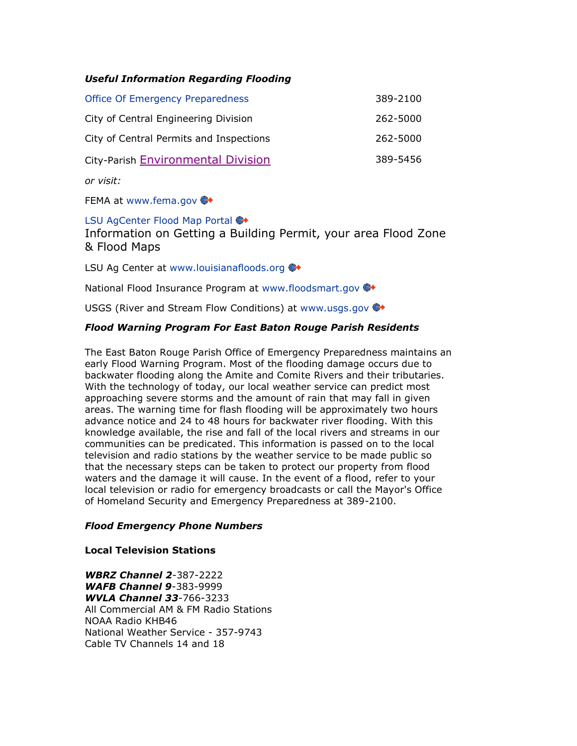***Useful Information Regarding Flooding***

| | |
|---|---|
| Office Of Emergency Preparedness | 389-2100 |
| City of Central Engineering Division | 262-5000 |
| City of Central Permits and Inspections | 262-5000 |
| City-Parish Environmental Division | 389-5456 |

*or visit:*

FEMA at www.fema.gov

LSU AgCenter Flood Map Portal

Information on Getting a Building Permit, your area Flood Zone & Flood Maps

LSU Ag Center at www.louisianafloods.org

National Flood Insurance Program at www.floodsmart.gov

USGS (River and Stream Flow Conditions) at www.usgs.gov

***Flood Warning Program For East Baton Rouge Parish Residents***

The East Baton Rouge Parish Office of Emergency Preparedness maintains an early Flood Warning Program. Most of the flooding damage occurs due to backwater flooding along the Amite and Comite Rivers and their tributaries. With the technology of today, our local weather service can predict most approaching severe storms and the amount of rain that may fall in given areas. The warning time for flash flooding will be approximately two hours advance notice and 24 to 48 hours for backwater river flooding. With this knowledge available, the rise and fall of the local rivers and streams in our communities can be predicated. This information is passed on to the local television and radio stations by the weather service to be made public so that the necessary steps can be taken to protect our property from flood waters and the damage it will cause. In the event of a flood, refer to your local television or radio for emergency broadcasts or call the Mayor's Office of Homeland Security and Emergency Preparedness at 389-2100.

***Flood Emergency Phone Numbers***

**Local Television Stations**

***WBRZ Channel 2***-387-2222
***WAFB Channel 9***-383-9999
***WVLA Channel 33***-766-3233
All Commercial AM & FM Radio Stations
NOAA Radio KHB46
National Weather Service - 357-9743
Cable TV Channels 14 and 18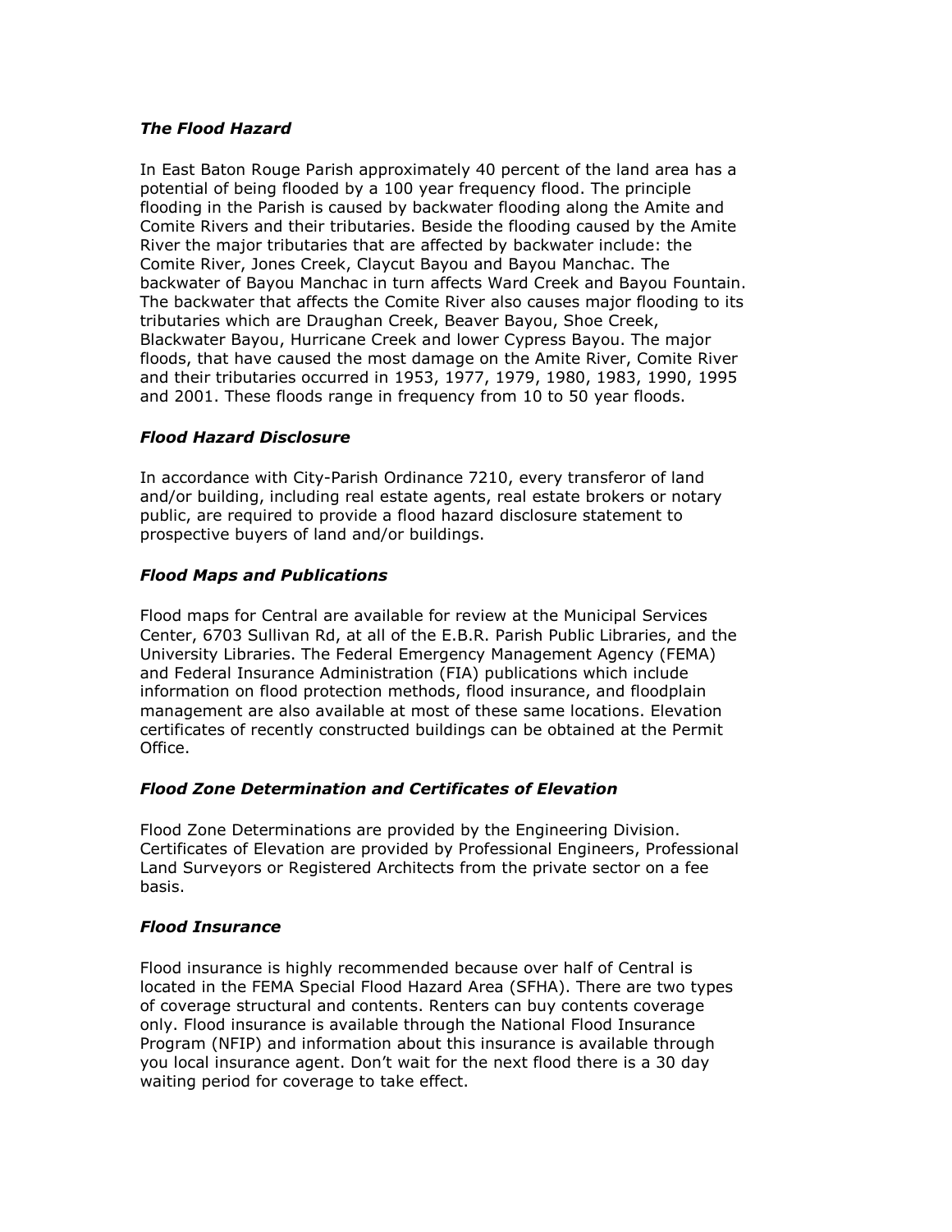### *The Flood Hazard*

In East Baton Rouge Parish approximately 40 percent of the land area has a potential of being flooded by a 100 year frequency flood. The principle flooding in the Parish is caused by backwater flooding along the Amite and Comite Rivers and their tributaries. Beside the flooding caused by the Amite River the major tributaries that are affected by backwater include: the Comite River, Jones Creek, Claycut Bayou and Bayou Manchac. The backwater of Bayou Manchac in turn affects Ward Creek and Bayou Fountain. The backwater that affects the Comite River also causes major flooding to its tributaries which are Draughan Creek, Beaver Bayou, Shoe Creek, Blackwater Bayou, Hurricane Creek and lower Cypress Bayou. The major floods, that have caused the most damage on the Amite River, Comite River and their tributaries occurred in 1953, 1977, 1979, 1980, 1983, 1990, 1995 and 2001. These floods range in frequency from 10 to 50 year floods.

### *Flood Hazard Disclosure*

In accordance with City-Parish Ordinance 7210, every transferor of land and/or building, including real estate agents, real estate brokers or notary public, are required to provide a flood hazard disclosure statement to prospective buyers of land and/or buildings.

### *Flood Maps and Publications*

Flood maps for Central are available for review at the Municipal Services Center, 6703 Sullivan Rd, at all of the E.B.R. Parish Public Libraries, and the University Libraries. The Federal Emergency Management Agency (FEMA) and Federal Insurance Administration (FIA) publications which include information on flood protection methods, flood insurance, and floodplain management are also available at most of these same locations. Elevation certificates of recently constructed buildings can be obtained at the Permit Office.

### *Flood Zone Determination and Certificates of Elevation*

Flood Zone Determinations are provided by the Engineering Division. Certificates of Elevation are provided by Professional Engineers, Professional Land Surveyors or Registered Architects from the private sector on a fee basis.

### *Flood Insurance*

Flood insurance is highly recommended because over half of Central is located in the FEMA Special Flood Hazard Area (SFHA). There are two types of coverage structural and contents. Renters can buy contents coverage only. Flood insurance is available through the National Flood Insurance Program (NFIP) and information about this insurance is available through you local insurance agent. Don't wait for the next flood there is a 30 day waiting period for coverage to take effect.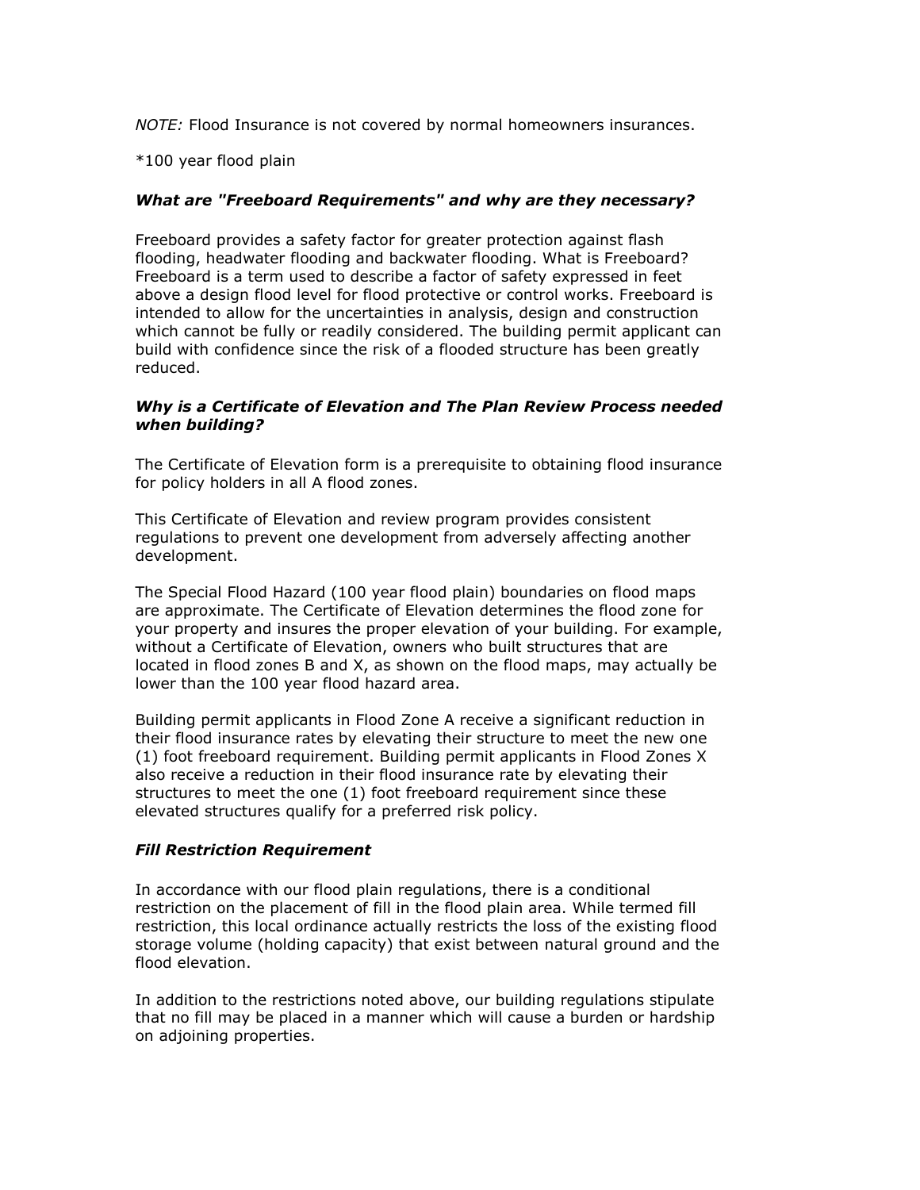*NOTE:* Flood Insurance is not covered by normal homeowners insurances.

*100 year flood plain

### *What are "Freeboard Requirements" and why are they necessary?*

Freeboard provides a safety factor for greater protection against flash flooding, headwater flooding and backwater flooding. What is Freeboard? Freeboard is a term used to describe a factor of safety expressed in feet above a design flood level for flood protective or control works. Freeboard is intended to allow for the uncertainties in analysis, design and construction which cannot be fully or readily considered. The building permit applicant can build with confidence since the risk of a flooded structure has been greatly reduced.

### *Why is a Certificate of Elevation and The Plan Review Process needed when building?*

The Certificate of Elevation form is a prerequisite to obtaining flood insurance for policy holders in all A flood zones.

This Certificate of Elevation and review program provides consistent regulations to prevent one development from adversely affecting another development.

The Special Flood Hazard (100 year flood plain) boundaries on flood maps are approximate. The Certificate of Elevation determines the flood zone for your property and insures the proper elevation of your building. For example, without a Certificate of Elevation, owners who built structures that are located in flood zones B and X, as shown on the flood maps, may actually be lower than the 100 year flood hazard area.

Building permit applicants in Flood Zone A receive a significant reduction in their flood insurance rates by elevating their structure to meet the new one (1) foot freeboard requirement. Building permit applicants in Flood Zones X also receive a reduction in their flood insurance rate by elevating their structures to meet the one (1) foot freeboard requirement since these elevated structures qualify for a preferred risk policy.

### *Fill Restriction Requirement*

In accordance with our flood plain regulations, there is a conditional restriction on the placement of fill in the flood plain area. While termed fill restriction, this local ordinance actually restricts the loss of the existing flood storage volume (holding capacity) that exist between natural ground and the flood elevation.

In addition to the restrictions noted above, our building regulations stipulate that no fill may be placed in a manner which will cause a burden or hardship on adjoining properties.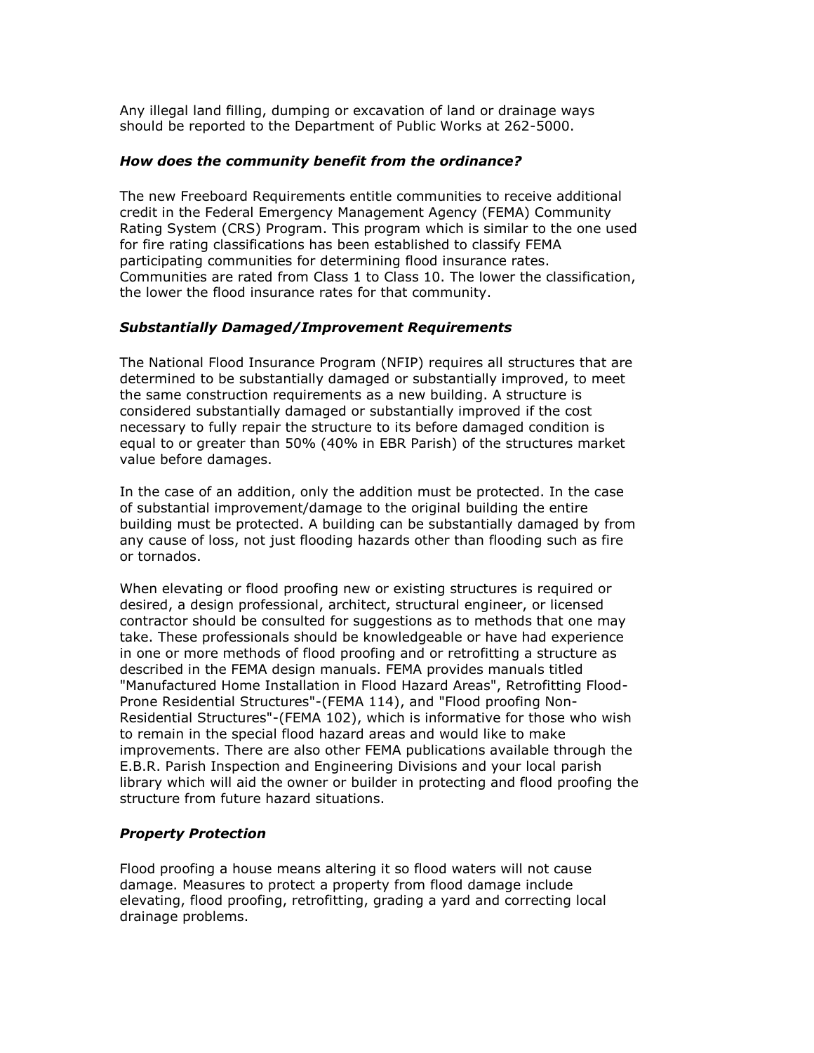Any illegal land filling, dumping or excavation of land or drainage ways should be reported to the Department of Public Works at 262-5000.

### *How does the community benefit from the ordinance?*

The new Freeboard Requirements entitle communities to receive additional credit in the Federal Emergency Management Agency (FEMA) Community Rating System (CRS) Program. This program which is similar to the one used for fire rating classifications has been established to classify FEMA participating communities for determining flood insurance rates. Communities are rated from Class 1 to Class 10. The lower the classification, the lower the flood insurance rates for that community.

### *Substantially Damaged/Improvement Requirements*

The National Flood Insurance Program (NFIP) requires all structures that are determined to be substantially damaged or substantially improved, to meet the same construction requirements as a new building. A structure is considered substantially damaged or substantially improved if the cost necessary to fully repair the structure to its before damaged condition is equal to or greater than 50% (40% in EBR Parish) of the structures market value before damages.

In the case of an addition, only the addition must be protected. In the case of substantial improvement/damage to the original building the entire building must be protected. A building can be substantially damaged by from any cause of loss, not just flooding hazards other than flooding such as fire or tornados.

When elevating or flood proofing new or existing structures is required or desired, a design professional, architect, structural engineer, or licensed contractor should be consulted for suggestions as to methods that one may take. These professionals should be knowledgeable or have had experience in one or more methods of flood proofing and or retrofitting a structure as described in the FEMA design manuals. FEMA provides manuals titled "Manufactured Home Installation in Flood Hazard Areas", Retrofitting Flood-Prone Residential Structures"-(FEMA 114), and "Flood proofing Non-Residential Structures"-(FEMA 102), which is informative for those who wish to remain in the special flood hazard areas and would like to make improvements. There are also other FEMA publications available through the E.B.R. Parish Inspection and Engineering Divisions and your local parish library which will aid the owner or builder in protecting and flood proofing the structure from future hazard situations.

### *Property Protection*

Flood proofing a house means altering it so flood waters will not cause damage. Measures to protect a property from flood damage include elevating, flood proofing, retrofitting, grading a yard and correcting local drainage problems.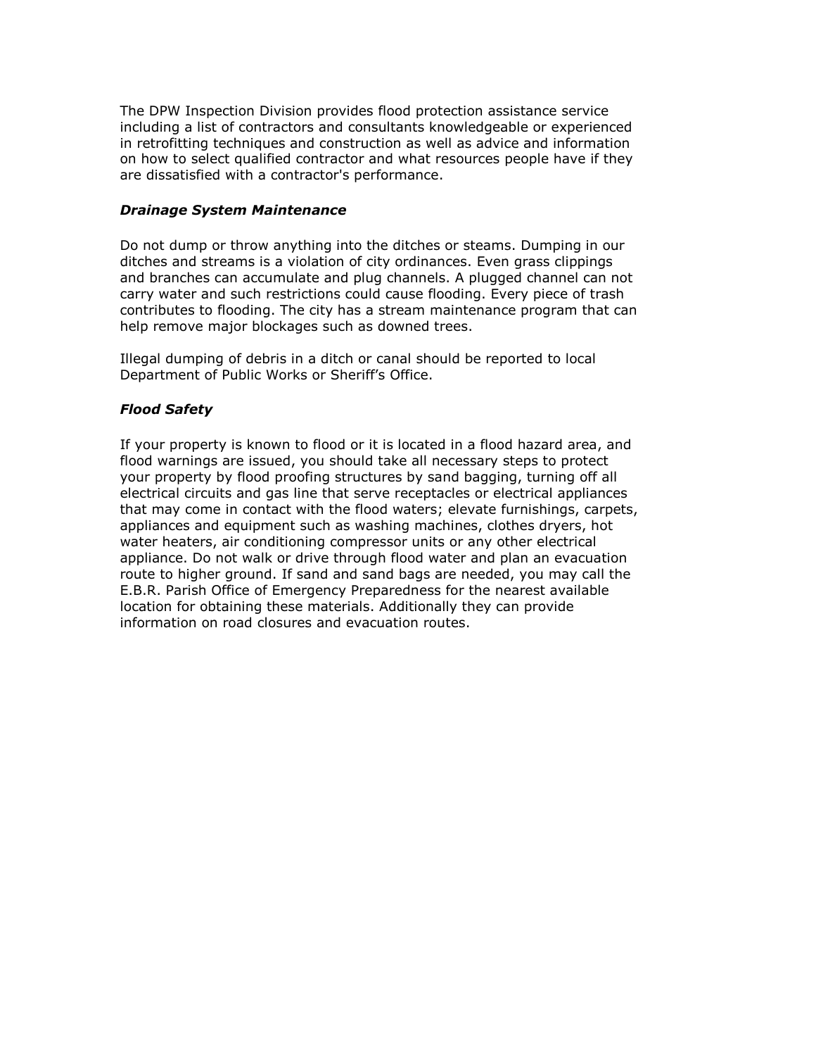The DPW Inspection Division provides flood protection assistance service including a list of contractors and consultants knowledgeable or experienced in retrofitting techniques and construction as well as advice and information on how to select qualified contractor and what resources people have if they are dissatisfied with a contractor's performance.

***Drainage System Maintenance***

Do not dump or throw anything into the ditches or steams. Dumping in our ditches and streams is a violation of city ordinances. Even grass clippings and branches can accumulate and plug channels. A plugged channel can not carry water and such restrictions could cause flooding. Every piece of trash contributes to flooding. The city has a stream maintenance program that can help remove major blockages such as downed trees.

Illegal dumping of debris in a ditch or canal should be reported to local Department of Public Works or Sheriff's Office.

***Flood Safety***

If your property is known to flood or it is located in a flood hazard area, and flood warnings are issued, you should take all necessary steps to protect your property by flood proofing structures by sand bagging, turning off all electrical circuits and gas line that serve receptacles or electrical appliances that may come in contact with the flood waters; elevate furnishings, carpets, appliances and equipment such as washing machines, clothes dryers, hot water heaters, air conditioning compressor units or any other electrical appliance. Do not walk or drive through flood water and plan an evacuation route to higher ground. If sand and sand bags are needed, you may call the E.B.R. Parish Office of Emergency Preparedness for the nearest available location for obtaining these materials. Additionally they can provide information on road closures and evacuation routes.